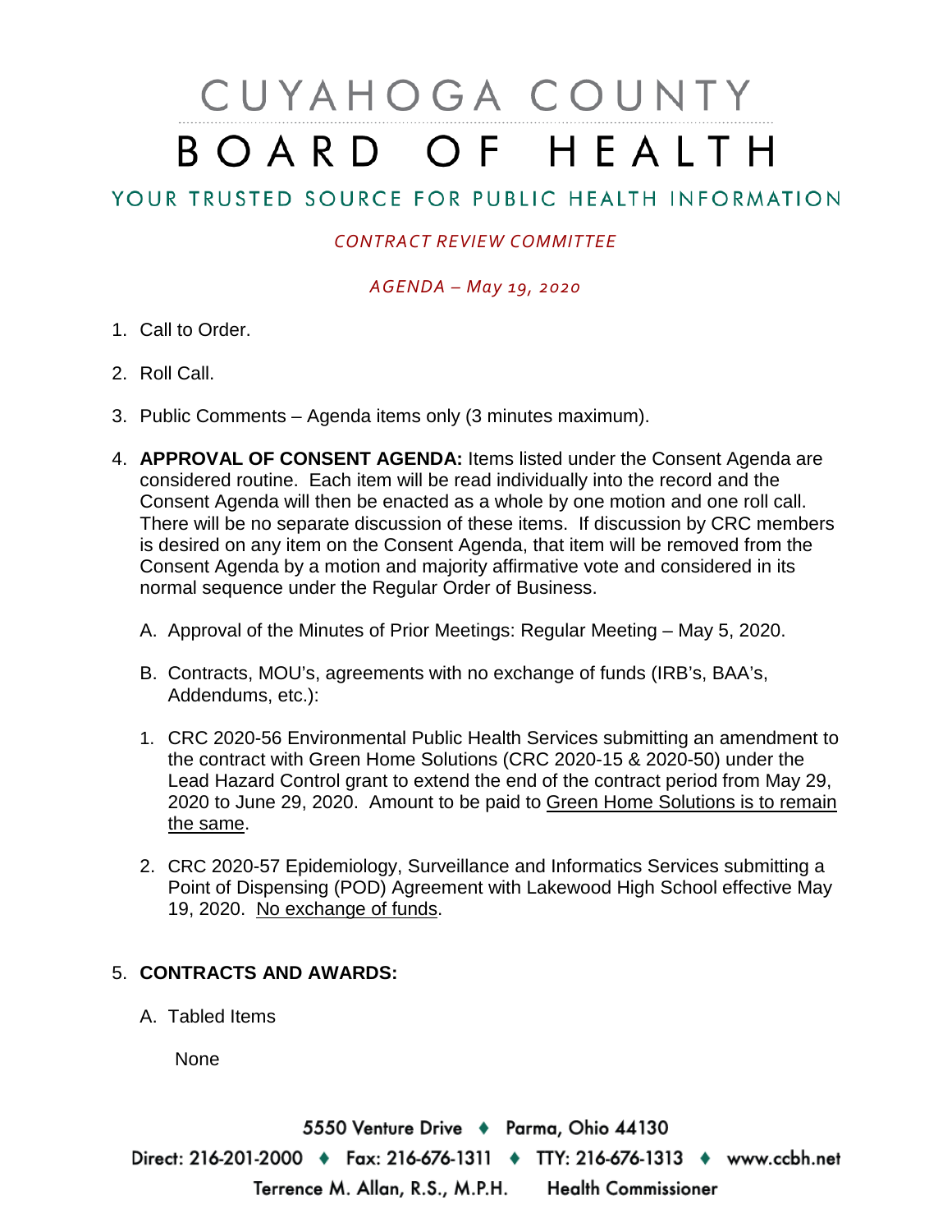# CUYAHOGA COUNTY BOARD OF HEALTH

## YOUR TRUSTED SOURCE FOR PUBLIC HEALTH INFORMATION

*CONTRACT REVIEW COMMITTEE*

*AGENDA – May 19, 2020*

1. Call to Order.

2. Roll Call.

3. Public Comments – Agenda items only (3 minutes maximum).

4. **APPROVAL OF CONSENT AGENDA:** Items listed under the Consent Agenda are considered routine. Each item will be read individually into the record and the Consent Agenda will then be enacted as a whole by one motion and one roll call. There will be no separate discussion of these items. If discussion by CRC members is desired on any item on the Consent Agenda, that item will be removed from the Consent Agenda by a motion and majority affirmative vote and considered in its normal sequence under the Regular Order of Business.

   A. Approval of the Minutes of Prior Meetings: Regular Meeting – May 5, 2020.

   B. Contracts, MOU's, agreements with no exchange of funds (IRB's, BAA's, Addendums, etc.):

   1. CRC 2020-56 Environmental Public Health Services submitting an amendment to the contract with Green Home Solutions (CRC 2020-15 & 2020-50) under the Lead Hazard Control grant to extend the end of the contract period from May 29, 2020 to June 29, 2020. Amount to be paid to Green Home Solutions is to remain the same.

   2. CRC 2020-57 Epidemiology, Surveillance and Informatics Services submitting a Point of Dispensing (POD) Agreement with Lakewood High School effective May 19, 2020. No exchange of funds.

5. **CONTRACTS AND AWARDS:**

   A. Tabled Items

      None

5550 Venture Drive ♦ Parma, Ohio 44130
Direct: 216-201-2000 ♦ Fax: 216-676-1311 ♦ TTY: 216-676-1313 ♦ www.ccbh.net
Terrence M. Allan, R.S., M.P.H. Health Commissioner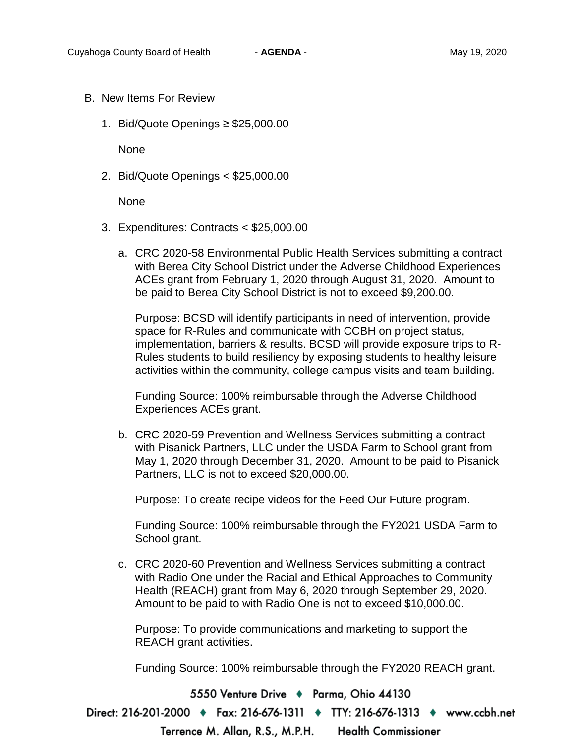B. New Items For Review

1. Bid/Quote Openings ≥ $25,000.00

   None

2. Bid/Quote Openings < $25,000.00

   None

3. Expenditures: Contracts < $25,000.00

   a. CRC 2020-58 Environmental Public Health Services submitting a contract with Berea City School District under the Adverse Childhood Experiences ACEs grant from February 1, 2020 through August 31, 2020. Amount to be paid to Berea City School District is not to exceed $9,200.00.

      Purpose: BCSD will identify participants in need of intervention, provide space for R-Rules and communicate with CCBH on project status, implementation, barriers & results. BCSD will provide exposure trips to R-Rules students to build resiliency by exposing students to healthy leisure activities within the community, college campus visits and team building.

      Funding Source: 100% reimbursable through the Adverse Childhood Experiences ACEs grant.

   b. CRC 2020-59 Prevention and Wellness Services submitting a contract with Pisanick Partners, LLC under the USDA Farm to School grant from May 1, 2020 through December 31, 2020. Amount to be paid to Pisanick Partners, LLC is not to exceed $20,000.00.

      Purpose: To create recipe videos for the Feed Our Future program.

      Funding Source: 100% reimbursable through the FY2021 USDA Farm to School grant.

   c. CRC 2020-60 Prevention and Wellness Services submitting a contract with Radio One under the Racial and Ethical Approaches to Community Health (REACH) grant from May 6, 2020 through September 29, 2020. Amount to be paid to with Radio One is not to exceed $10,000.00.

      Purpose: To provide communications and marketing to support the REACH grant activities.

      Funding Source: 100% reimbursable through the FY2020 REACH grant.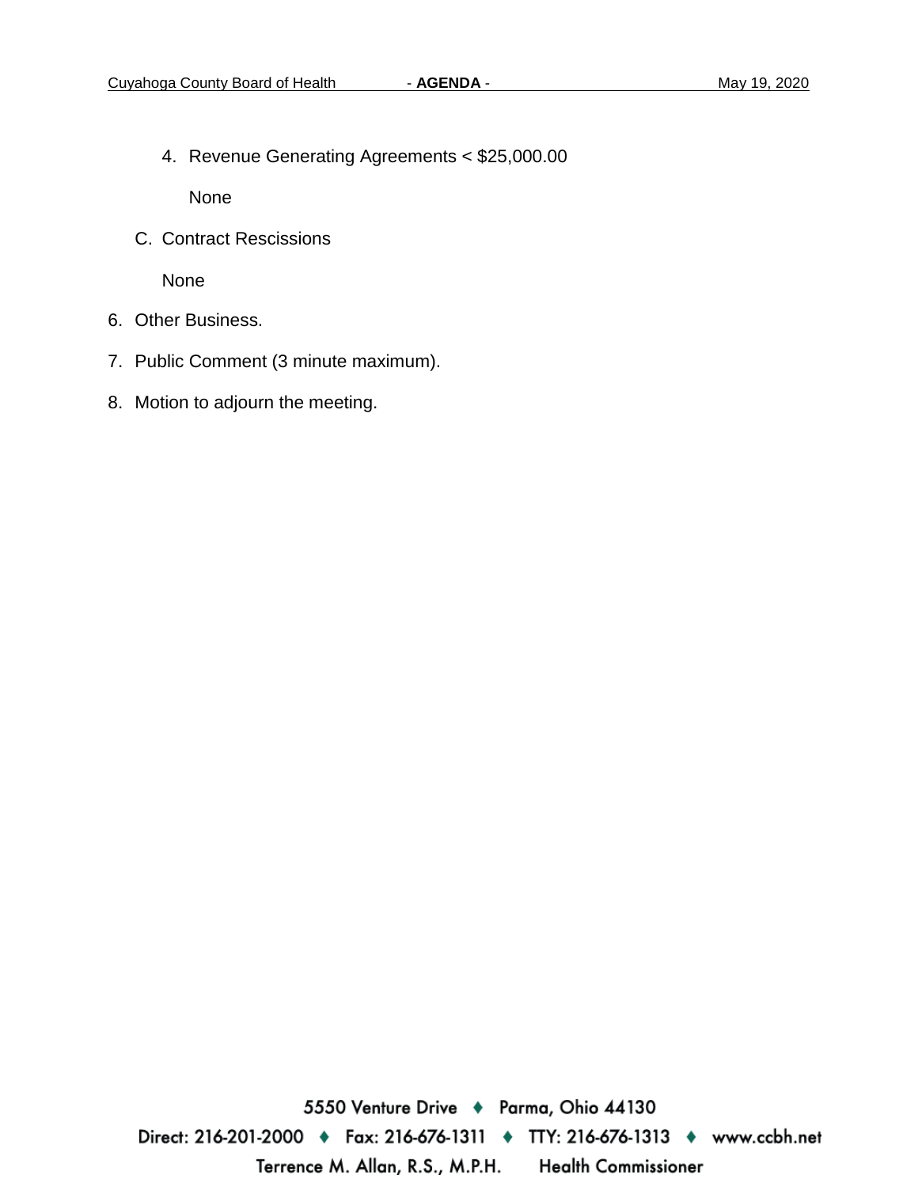4. Revenue Generating Agreements < $25,000.00

   None

C. Contract Rescissions

   None

6. Other Business.
7. Public Comment (3 minute maximum).
8. Motion to adjourn the meeting.